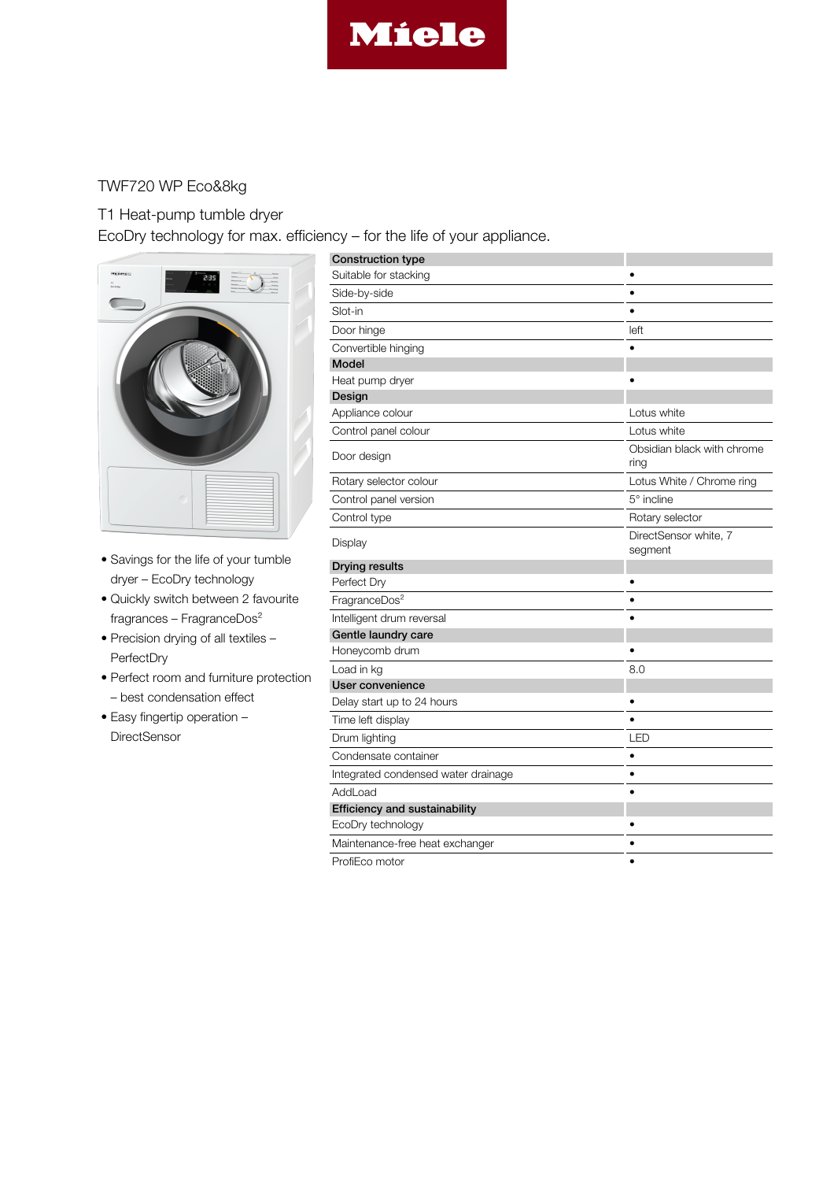Miele

# TWF720 WP Eco&8kg

## T1 Heat-pump tumble dryer

EcoDry technology for max. efficiency – for the life of your appliance.

- Savings for the life of your tumble dryer – EcoDry technology
- Quickly switch between 2 favourite fragrances – FragranceDos[2]
- Precision drying of all textiles – PerfectDry
- Perfect room and furniture protection – best condensation effect
- Easy fingertip operation – DirectSensor

| **Construction type** | |
|---|---|
| Suitable for stacking | • |
| Side-by-side | • |
| Slot-in | • |
| Door hinge | left |
| Convertible hinging | • |
| **Model** | |
| Heat pump dryer | • |
| **Design** | |
| Appliance colour | Lotus white |
| Control panel colour | Lotus white |
| Door design | Obsidian black with chrome ring |
| Rotary selector colour | Lotus White / Chrome ring |
| Control panel version | 5° incline |
| Control type | Rotary selector |
| Display | DirectSensor white, 7 segment |
| **Drying results** | |
| Perfect Dry | • |
| FragranceDos[2] | • |
| Intelligent drum reversal | • |
| **Gentle laundry care** | |
| Honeycomb drum | • |
| Load in kg | 8.0 |
| **User convenience** | |
| Delay start up to 24 hours | • |
| Time left display | • |
| Drum lighting | LED |
| Condensate container | • |
| Integrated condensed water drainage | • |
| AddLoad | • |
| **Efficiency and sustainability** | |
| EcoDry technology | • |
| Maintenance-free heat exchanger | • |
| ProfiEco motor | • |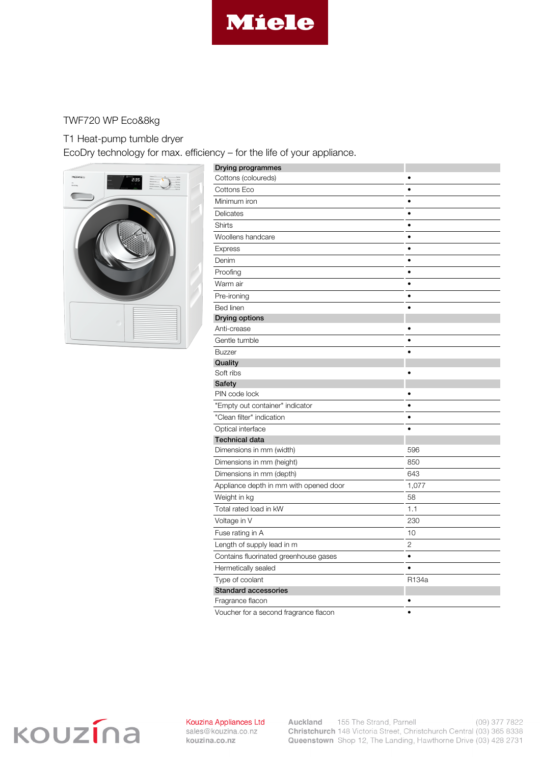Miele

TWF720 WP Eco&8kg

T1 Heat-pump tumble dryer

EcoDry technology for max. efficiency – for the life of your appliance.

| | |
|---|---|
| **Drying programmes** | |
| Cottons (coloureds) | • |
| Cottons Eco | • |
| Minimum iron | • |
| Delicates | • |
| Shirts | • |
| Woollens handcare | • |
| Express | • |
| Denim | • |
| Proofing | • |
| Warm air | • |
| Pre-ironing | • |
| Bed linen | • |
| **Drying options** | |
| Anti-crease | • |
| Gentle tumble | • |
| Buzzer | • |
| **Quality** | |
| Soft ribs | • |
| **Safety** | |
| PIN code lock | • |
| "Empty out container" indicator | • |
| "Clean filter" indication | • |
| Optical interface | • |
| **Technical data** | |
| Dimensions in mm (width) | 596 |
| Dimensions in mm (height) | 850 |
| Dimensions in mm (depth) | 643 |
| Appliance depth in mm with opened door | 1,077 |
| Weight in kg | 58 |
| Total rated load in kW | 1.1 |
| Voltage in V | 230 |
| Fuse rating in A | 10 |
| Length of supply lead in m | 2 |
| Contains fluorinated greenhouse gases | • |
| Hermetically sealed | • |
| Type of coolant | R134a |
| **Standard accessories** | |
| Fragrance flacon | • |
| Voucher for a second fragrance flacon | • |

kouzina

Kouzina Appliances Ltd
sales@kouzina.co.nz
kouzina.co.nz

**Auckland** 155 The Strand, Parnell (09) 377 7822
**Christchurch** 148 Victoria Street, Christchurch Central (03) 365 8338
**Queenstown** Shop 12, The Landing, Hawthorne Drive (03) 428 2731